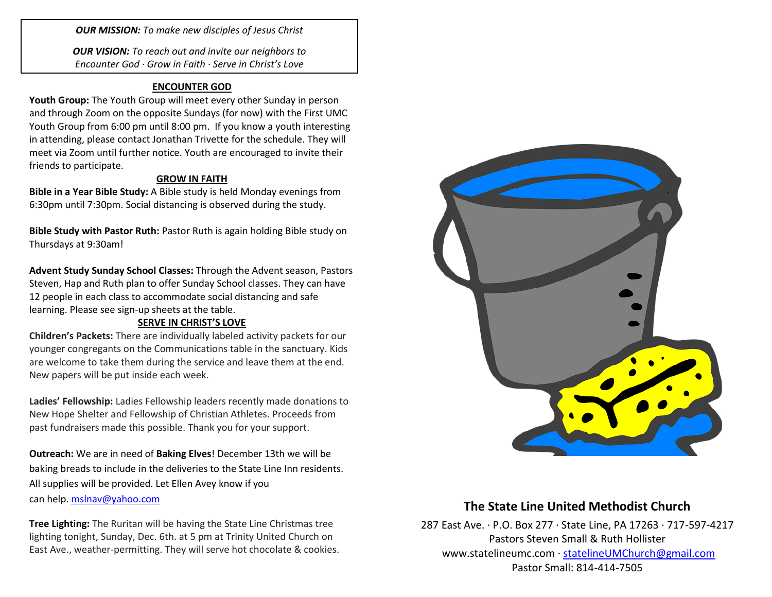***OUR MISSION:*** *To make new disciples of Jesus Christ*

***OUR VISION:*** *To reach out and invite our neighbors to Encounter God · Grow in Faith · Serve in Christ's Love*

## ENCOUNTER GOD

**Youth Group:** The Youth Group will meet every other Sunday in person and through Zoom on the opposite Sundays (for now) with the First UMC Youth Group from 6:00 pm until 8:00 pm. If you know a youth interesting in attending, please contact Jonathan Trivette for the schedule. They will meet via Zoom until further notice. Youth are encouraged to invite their friends to participate.

## GROW IN FAITH

**Bible in a Year Bible Study:** A Bible study is held Monday evenings from 6:30pm until 7:30pm. Social distancing is observed during the study.

**Bible Study with Pastor Ruth:** Pastor Ruth is again holding Bible study on Thursdays at 9:30am!

**Advent Study Sunday School Classes:** Through the Advent season, Pastors Steven, Hap and Ruth plan to offer Sunday School classes. They can have 12 people in each class to accommodate social distancing and safe learning. Please see sign-up sheets at the table.

## SERVE IN CHRIST'S LOVE

**Children's Packets:** There are individually labeled activity packets for our younger congregants on the Communications table in the sanctuary. Kids are welcome to take them during the service and leave them at the end. New papers will be put inside each week.

**Ladies' Fellowship:** Ladies Fellowship leaders recently made donations to New Hope Shelter and Fellowship of Christian Athletes. Proceeds from past fundraisers made this possible. Thank you for your support.

**Outreach:** We are in need of **Baking Elves**! December 13th we will be baking breads to include in the deliveries to the State Line Inn residents. All supplies will be provided. Let Ellen Avey know if you can help. mslnav@yahoo.com

**Tree Lighting:** The Ruritan will be having the State Line Christmas tree lighting tonight, Sunday, Dec. 6th. at 5 pm at Trinity United Church on East Ave., weather-permitting. They will serve hot chocolate & cookies.

## The State Line United Methodist Church

287 East Ave. · P.O. Box 277 · State Line, PA 17263 · 717-597-4217
Pastors Steven Small & Ruth Hollister
www.statelineumc.com · statelineUMChurch@gmail.com
Pastor Small: 814-414-7505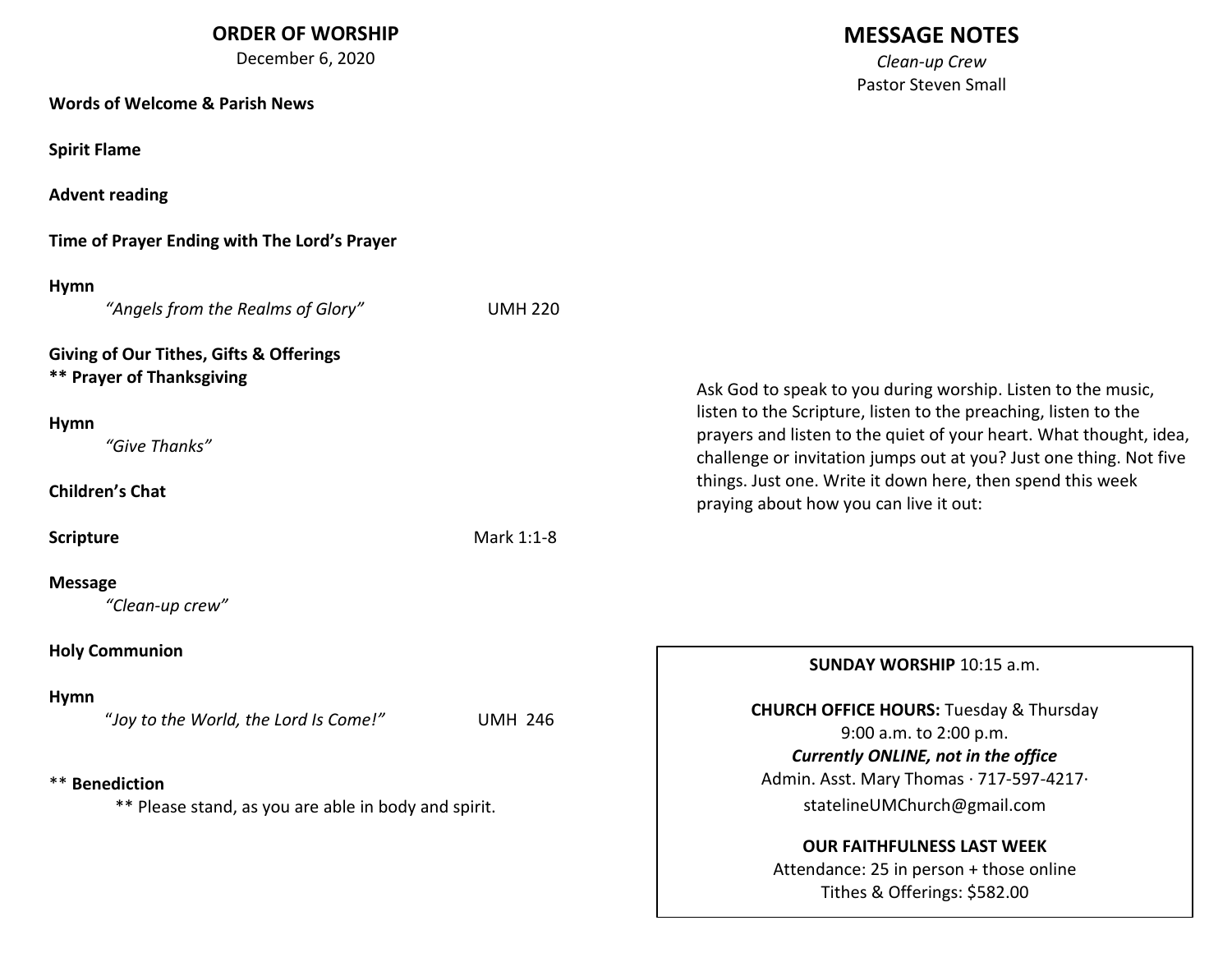## ORDER OF WORSHIP

December 6, 2020

**Words of Welcome & Parish News**

**Spirit Flame**

**Advent reading**

**Time of Prayer Ending with The Lord's Prayer**

**Hymn**
*"Angels from the Realms of Glory"* UMH 220

**Giving of Our Tithes, Gifts & Offerings**
**** Prayer of Thanksgiving**

**Hymn**
*"Give Thanks"*

**Children's Chat**

**Scripture** Mark 1:1-8

**Message**
*"Clean-up crew"*

**Holy Communion**

**Hymn**
"*Joy to the World, the Lord Is Come!"* UMH 246

** **Benediction**

** Please stand, as you are able in body and spirit.

## MESSAGE NOTES

*Clean-up Crew*
Pastor Steven Small

Ask God to speak to you during worship. Listen to the music, listen to the Scripture, listen to the preaching, listen to the prayers and listen to the quiet of your heart. What thought, idea, challenge or invitation jumps out at you? Just one thing. Not five things. Just one. Write it down here, then spend this week praying about how you can live it out:

**SUNDAY WORSHIP** 10:15 a.m.

**CHURCH OFFICE HOURS:** Tuesday & Thursday
9:00 a.m. to 2:00 p.m.
***Currently ONLINE, not in the office***
Admin. Asst. Mary Thomas · 717-597-4217·
statelineUMChurch@gmail.com

**OUR FAITHFULNESS LAST WEEK**
Attendance: 25 in person + those online
Tithes & Offerings: $582.00